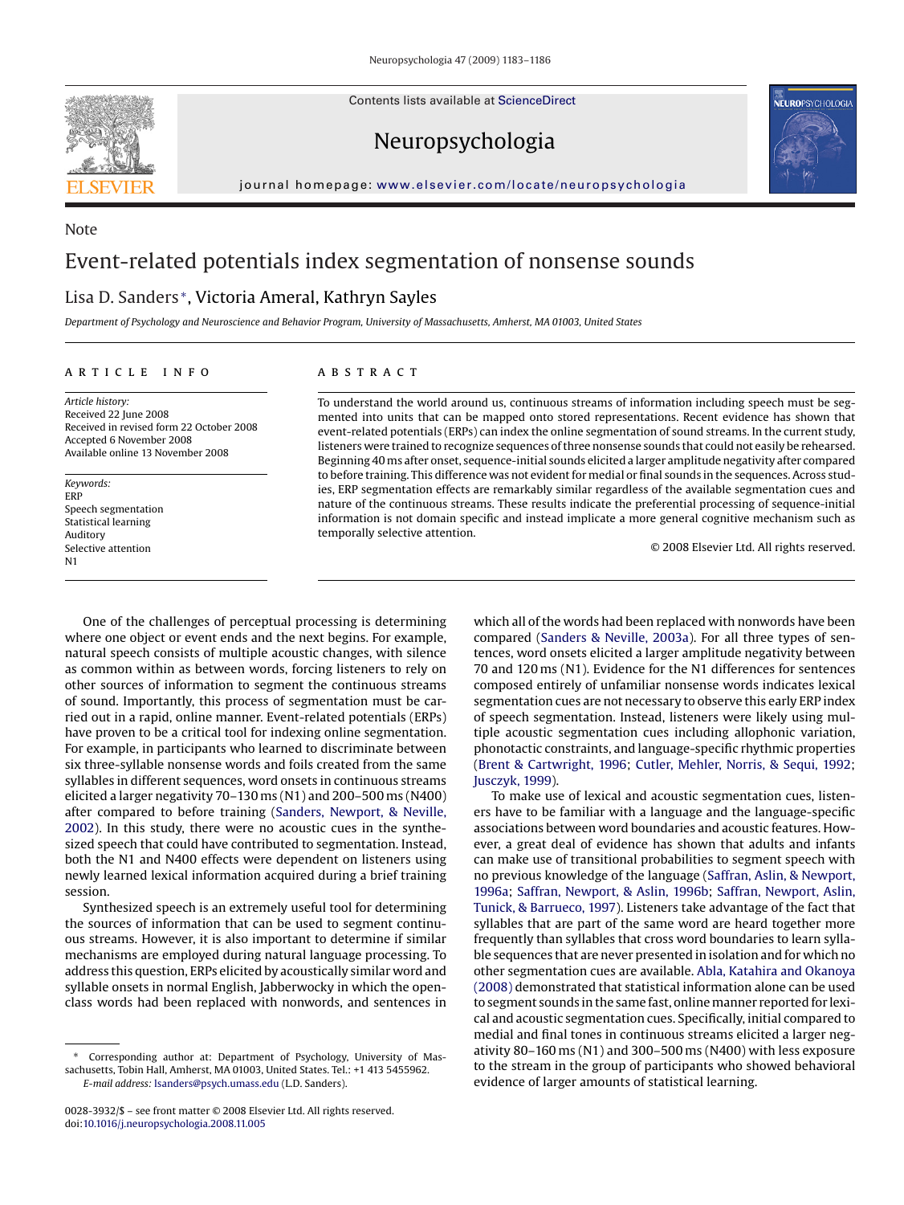Note

# Event-related potentials index segmentation of nonsense sounds

Lisa D. Sanders*, Victoria Ameral, Kathryn Sayles

*Department of Psychology and Neuroscience and Behavior Program, University of Massachusetts, Amherst, MA 01003, United States*

## ARTICLE INFO

*Article history:*
Received 22 June 2008
Received in revised form 22 October 2008
Accepted 6 November 2008
Available online 13 November 2008

*Keywords:*
ERP
Speech segmentation
Statistical learning
Auditory
Selective attention
N1

## ABSTRACT

To understand the world around us, continuous streams of information including speech must be segmented into units that can be mapped onto stored representations. Recent evidence has shown that event-related potentials (ERPs) can index the online segmentation of sound streams. In the current study, listeners were trained to recognize sequences of three nonsense sounds that could not easily be rehearsed. Beginning 40 ms after onset, sequence-initial sounds elicited a larger amplitude negativity after compared to before training. This difference was not evident for medial or final sounds in the sequences. Across studies, ERP segmentation effects are remarkably similar regardless of the available segmentation cues and nature of the continuous streams. These results indicate the preferential processing of sequence-initial information is not domain specific and instead implicate a more general cognitive mechanism such as temporally selective attention.

© 2008 Elsevier Ltd. All rights reserved.

One of the challenges of perceptual processing is determining where one object or event ends and the next begins. For example, natural speech consists of multiple acoustic changes, with silence as common within as between words, forcing listeners to rely on other sources of information to segment the continuous streams of sound. Importantly, this process of segmentation must be carried out in a rapid, online manner. Event-related potentials (ERPs) have proven to be a critical tool for indexing online segmentation. For example, in participants who learned to discriminate between six three-syllable nonsense words and foils created from the same syllables in different sequences, word onsets in continuous streams elicited a larger negativity 70–130 ms (N1) and 200–500 ms (N400) after compared to before training (Sanders, Newport, & Neville, 2002). In this study, there were no acoustic cues in the synthesized speech that could have contributed to segmentation. Instead, both the N1 and N400 effects were dependent on listeners using newly learned lexical information acquired during a brief training session.

Synthesized speech is an extremely useful tool for determining the sources of information that can be used to segment continuous streams. However, it is also important to determine if similar mechanisms are employed during natural language processing. To address this question, ERPs elicited by acoustically similar word and syllable onsets in normal English, Jabberwocky in which the open-class words had been replaced with nonwords, and sentences in which all of the words had been replaced with nonwords have been compared (Sanders & Neville, 2003a). For all three types of sentences, word onsets elicited a larger amplitude negativity between 70 and 120 ms (N1). Evidence for the N1 differences for sentences composed entirely of unfamiliar nonsense words indicates lexical segmentation cues are not necessary to observe this early ERP index of speech segmentation. Instead, listeners were likely using multiple acoustic segmentation cues including allophonic variation, phonotactic constraints, and language-specific rhythmic properties (Brent & Cartwright, 1996; Cutler, Mehler, Norris, & Sequi, 1992; Jusczyk, 1999).

To make use of lexical and acoustic segmentation cues, listeners have to be familiar with a language and the language-specific associations between word boundaries and acoustic features. However, a great deal of evidence has shown that adults and infants can make use of transitional probabilities to segment speech with no previous knowledge of the language (Saffran, Aslin, & Newport, 1996a; Saffran, Newport, & Aslin, 1996b; Saffran, Newport, Aslin, Tunick, & Barrueco, 1997). Listeners take advantage of the fact that syllables that are part of the same word are heard together more frequently than syllables that cross word boundaries to learn syllable sequences that are never presented in isolation and for which no other segmentation cues are available. Abla, Katahira and Okanoya (2008) demonstrated that statistical information alone can be used to segment sounds in the same fast, online manner reported for lexical and acoustic segmentation cues. Specifically, initial compared to medial and final tones in continuous streams elicited a larger negativity 80–160 ms (N1) and 300–500 ms (N400) with less exposure to the stream in the group of participants who showed behavioral evidence of larger amounts of statistical learning.

\* Corresponding author at: Department of Psychology, University of Massachusetts, Tobin Hall, Amherst, MA 01003, United States. Tel.: +1 413 5455962.
*E-mail address:* lsanders@psych.umass.edu (L.D. Sanders).

0028-3932/$ – see front matter © 2008 Elsevier Ltd. All rights reserved.
doi:10.1016/j.neuropsychologia.2008.11.005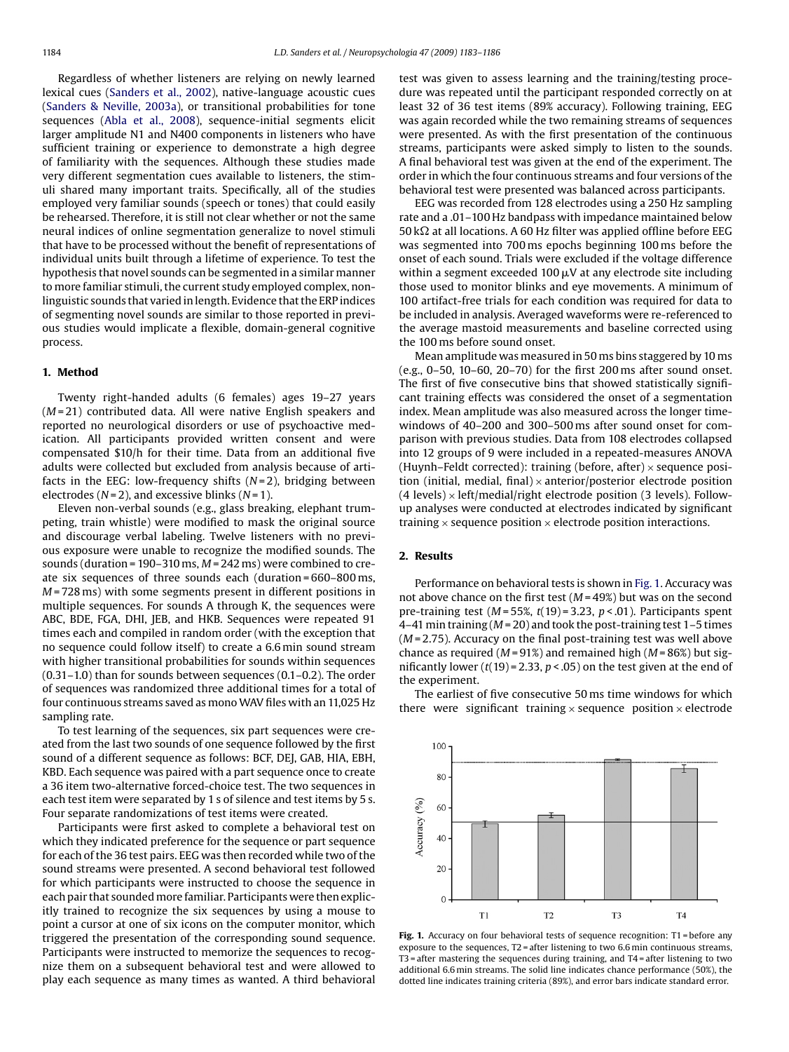Regardless of whether listeners are relying on newly learned lexical cues (Sanders et al., 2002), native-language acoustic cues (Sanders & Neville, 2003a), or transitional probabilities for tone sequences (Abla et al., 2008), sequence-initial segments elicit larger amplitude N1 and N400 components in listeners who have sufficient training or experience to demonstrate a high degree of familiarity with the sequences. Although these studies made very different segmentation cues available to listeners, the stimuli shared many important traits. Specifically, all of the studies employed very familiar sounds (speech or tones) that could easily be rehearsed. Therefore, it is still not clear whether or not the same neural indices of online segmentation generalize to novel stimuli that have to be processed without the benefit of representations of individual units built through a lifetime of experience. To test the hypothesis that novel sounds can be segmented in a similar manner to more familiar stimuli, the current study employed complex, non-linguistic sounds that varied in length. Evidence that the ERP indices of segmenting novel sounds are similar to those reported in previous studies would implicate a flexible, domain-general cognitive process.

## 1. Method

Twenty right-handed adults (6 females) ages 19–27 years ($M = 21$) contributed data. All were native English speakers and reported no neurological disorders or use of psychoactive medication. All participants provided written consent and were compensated \$10/h for their time. Data from an additional five adults were collected but excluded from analysis because of artifacts in the EEG: low-frequency shifts ($N = 2$), bridging between electrodes ($N = 2$), and excessive blinks ($N = 1$).

Eleven non-verbal sounds (e.g., glass breaking, elephant trumpeting, train whistle) were modified to mask the original source and discourage verbal labeling. Twelve listeners with no previous exposure were unable to recognize the modified sounds. The sounds (duration = 190–310 ms, $M = 242$ ms) were combined to create six sequences of three sounds each (duration = 660–800 ms, $M = 728$ ms) with some segments present in different positions in multiple sequences. For sounds A through K, the sequences were ABC, BDE, FGA, DHI, JEB, and HKB. Sequences were repeated 91 times each and compiled in random order (with the exception that no sequence could follow itself) to create a 6.6 min sound stream with higher transitional probabilities for sounds within sequences (0.31–1.0) than for sounds between sequences (0.1–0.2). The order of sequences was randomized three additional times for a total of four continuous streams saved as mono WAV files with an 11,025 Hz sampling rate.

To test learning of the sequences, six part sequences were created from the last two sounds of one sequence followed by the first sound of a different sequence as follows: BCF, DEJ, GAB, HIA, EBH, KBD. Each sequence was paired with a part sequence once to create a 36 item two-alternative forced-choice test. The two sequences in each test item were separated by 1 s of silence and test items by 5 s. Four separate randomizations of test items were created.

Participants were first asked to complete a behavioral test on which they indicated preference for the sequence or part sequence for each of the 36 test pairs. EEG was then recorded while two of the sound streams were presented. A second behavioral test followed for which participants were instructed to choose the sequence in each pair that sounded more familiar. Participants were then explicitly trained to recognize the six sequences by using a mouse to point a cursor at one of six icons on the computer monitor, which triggered the presentation of the corresponding sound sequence. Participants were instructed to memorize the sequences to recognize them on a subsequent behavioral test and were allowed to play each sequence as many times as wanted. A third behavioral test was given to assess learning and the training/testing procedure was repeated until the participant responded correctly on at least 32 of 36 test items (89% accuracy). Following training, EEG was again recorded while the two remaining streams of sequences were presented. As with the first presentation of the continuous streams, participants were asked simply to listen to the sounds. A final behavioral test was given at the end of the experiment. The order in which the four continuous streams and four versions of the behavioral test were presented was balanced across participants.

EEG was recorded from 128 electrodes using a 250 Hz sampling rate and a .01–100 Hz bandpass with impedance maintained below 50 kΩ at all locations. A 60 Hz filter was applied offline before EEG was segmented into 700 ms epochs beginning 100 ms before the onset of each sound. Trials were excluded if the voltage difference within a segment exceeded 100 μV at any electrode site including those used to monitor blinks and eye movements. A minimum of 100 artifact-free trials for each condition was required for data to be included in analysis. Averaged waveforms were re-referenced to the average mastoid measurements and baseline corrected using the 100 ms before sound onset.

Mean amplitude was measured in 50 ms bins staggered by 10 ms (e.g., 0–50, 10–60, 20–70) for the first 200 ms after sound onset. The first of five consecutive bins that showed statistically significant training effects was considered the onset of a segmentation index. Mean amplitude was also measured across the longer time-windows of 40–200 and 300–500 ms after sound onset for comparison with previous studies. Data from 108 electrodes collapsed into 12 groups of 9 were included in a repeated-measures ANOVA (Huynh–Feldt corrected): training (before, after) × sequence position (initial, medial, final) × anterior/posterior electrode position (4 levels) × left/medial/right electrode position (3 levels). Follow-up analyses were conducted at electrodes indicated by significant training × sequence position × electrode position interactions.

## 2. Results

Performance on behavioral tests is shown in Fig. 1. Accuracy was not above chance on the first test ($M = 49\%$) but was on the second pre-training test ($M = 55\%$, $t(19) = 3.23$, $p < .01$). Participants spent 4–41 min training ($M = 20$) and took the post-training test 1–5 times ($M = 2.75$). Accuracy on the final post-training test was well above chance as required ($M = 91\%$) and remained high ($M = 86\%$) but significantly lower ($t(19) = 2.33$, $p < .05$) on the test given at the end of the experiment.

The earliest of five consecutive 50 ms time windows for which there were significant training × sequence position × electrode

**Fig. 1.** Accuracy on four behavioral tests of sequence recognition: T1 = before any exposure to the sequences, T2 = after listening to two 6.6 min continuous streams, T3 = after mastering the sequences during training, and T4 = after listening to two additional 6.6 min streams. The solid line indicates chance performance (50%), the dotted line indicates training criteria (89%), and error bars indicate standard error.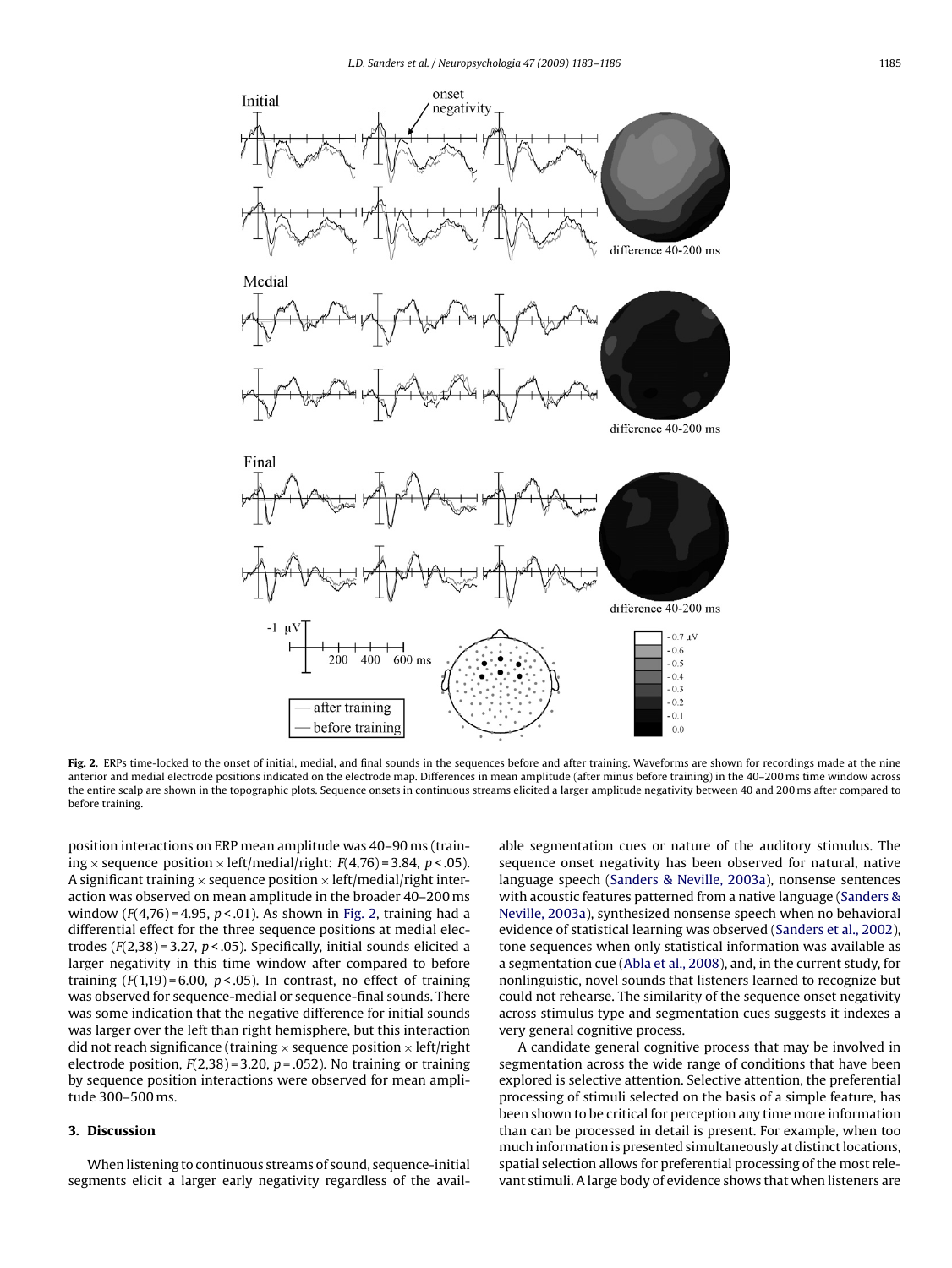Fig. 2. ERPs time-locked to the onset of initial, medial, and final sounds in the sequences before and after training. Waveforms are shown for recordings made at the nine anterior and medial electrode positions indicated on the electrode map. Differences in mean amplitude (after minus before training) in the 40–200 ms time window across the entire scalp are shown in the topographic plots. Sequence onsets in continuous streams elicited a larger amplitude negativity between 40 and 200 ms after compared to before training.

position interactions on ERP mean amplitude was 40–90 ms (training × sequence position × left/medial/right: $F(4,76) = 3.84$, $p < .05$). A significant training × sequence position × left/medial/right interaction was observed on mean amplitude in the broader 40–200 ms window ($F(4,76) = 4.95$, $p < .01$). As shown in Fig. 2, training had a differential effect for the three sequence positions at medial electrodes ($F(2,38) = 3.27$, $p < .05$). Specifically, initial sounds elicited a larger negativity in this time window after compared to before training ($F(1,19) = 6.00$, $p < .05$). In contrast, no effect of training was observed for sequence-medial or sequence-final sounds. There was some indication that the negative difference for initial sounds was larger over the left than right hemisphere, but this interaction did not reach significance (training × sequence position × left/right electrode position, $F(2,38) = 3.20$, $p = .052$). No training or training by sequence position interactions were observed for mean amplitude 300–500 ms.

## 3. Discussion

When listening to continuous streams of sound, sequence-initial segments elicit a larger early negativity regardless of the available segmentation cues or nature of the auditory stimulus. The sequence onset negativity has been observed for natural, native language speech (Sanders & Neville, 2003a), nonsense sentences with acoustic features patterned from a native language (Sanders & Neville, 2003a), synthesized nonsense speech when no behavioral evidence of statistical learning was observed (Sanders et al., 2002), tone sequences when only statistical information was available as a segmentation cue (Abla et al., 2008), and, in the current study, for nonlinguistic, novel sounds that listeners learned to recognize but could not rehearse. The similarity of the sequence onset negativity across stimulus type and segmentation cues suggests it indexes a very general cognitive process.

A candidate general cognitive process that may be involved in segmentation across the wide range of conditions that have been explored is selective attention. Selective attention, the preferential processing of stimuli selected on the basis of a simple feature, has been shown to be critical for perception any time more information than can be processed in detail is present. For example, when too much information is presented simultaneously at distinct locations, spatial selection allows for preferential processing of the most relevant stimuli. A large body of evidence shows that when listeners are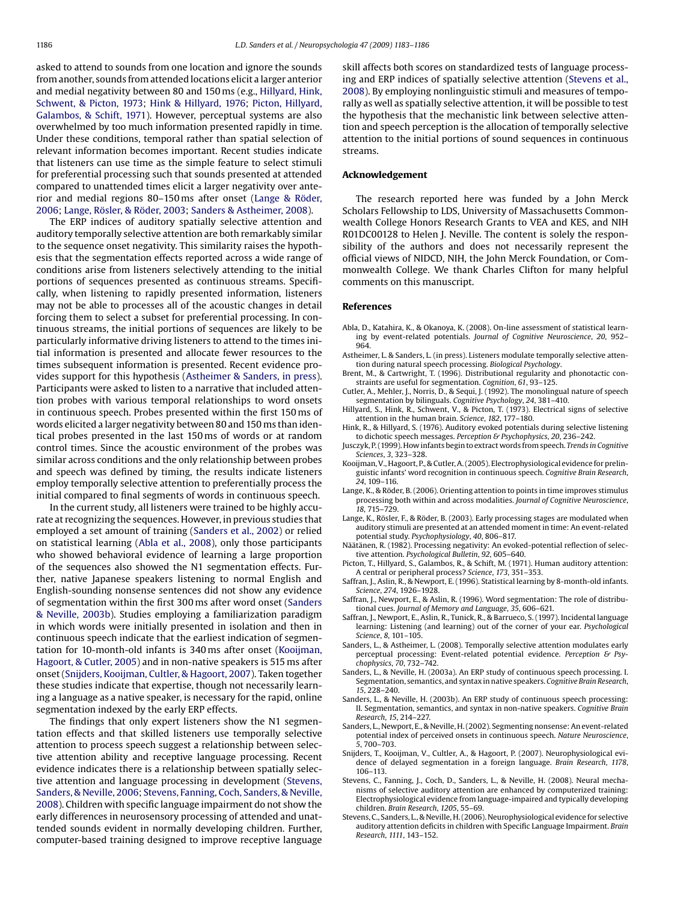asked to attend to sounds from one location and ignore the sounds from another, sounds from attended locations elicit a larger anterior and medial negativity between 80 and 150 ms (e.g., Hillyard, Hink, Schwent, & Picton, 1973; Hink & Hillyard, 1976; Picton, Hillyard, Galambos, & Schift, 1971). However, perceptual systems are also overwhelmed by too much information presented rapidly in time. Under these conditions, temporal rather than spatial selection of relevant information becomes important. Recent studies indicate that listeners can use time as the simple feature to select stimuli for preferential processing such that sounds presented at attended compared to unattended times elicit a larger negativity over anterior and medial regions 80–150 ms after onset (Lange & Röder, 2006; Lange, Rösler, & Röder, 2003; Sanders & Astheimer, 2008).

The ERP indices of auditory spatially selective attention and auditory temporally selective attention are both remarkably similar to the sequence onset negativity. This similarity raises the hypothesis that the segmentation effects reported across a wide range of conditions arise from listeners selectively attending to the initial portions of sequences presented as continuous streams. Specifically, when listening to rapidly presented information, listeners may not be able to processes all of the acoustic changes in detail forcing them to select a subset for preferential processing. In continuous streams, the initial portions of sequences are likely to be particularly informative driving listeners to attend to the times initial information is presented and allocate fewer resources to the times subsequent information is presented. Recent evidence provides support for this hypothesis (Astheimer & Sanders, in press). Participants were asked to listen to a narrative that included attention probes with various temporal relationships to word onsets in continuous speech. Probes presented within the first 150 ms of words elicited a larger negativity between 80 and 150 ms than identical probes presented in the last 150 ms of words or at random control times. Since the acoustic environment of the probes was similar across conditions and the only relationship between probes and speech was defined by timing, the results indicate listeners employ temporally selective attention to preferentially process the initial compared to final segments of words in continuous speech.

In the current study, all listeners were trained to be highly accurate at recognizing the sequences. However, in previous studies that employed a set amount of training (Sanders et al., 2002) or relied on statistical learning (Abla et al., 2008), only those participants who showed behavioral evidence of learning a large proportion of the sequences also showed the N1 segmentation effects. Further, native Japanese speakers listening to normal English and English-sounding nonsense sentences did not show any evidence of segmentation within the first 300 ms after word onset (Sanders & Neville, 2003b). Studies employing a familiarization paradigm in which words were initially presented in isolation and then in continuous speech indicate that the earliest indication of segmentation for 10-month-old infants is 340 ms after onset (Kooijman, Hagoort, & Cutler, 2005) and in non-native speakers is 515 ms after onset (Snijders, Kooijman, Cultler, & Hagoort, 2007). Taken together these studies indicate that expertise, though not necessarily learning a language as a native speaker, is necessary for the rapid, online segmentation indexed by the early ERP effects.

The findings that only expert listeners show the N1 segmentation effects and that skilled listeners use temporally selective attention to process speech suggest a relationship between selective attention ability and receptive language processing. Recent evidence indicates there is a relationship between spatially selective attention and language processing in development (Stevens, Sanders, & Neville, 2006; Stevens, Fanning, Coch, Sanders, & Neville, 2008). Children with specific language impairment do not show the early differences in neurosensory processing of attended and unattended sounds evident in normally developing children. Further, computer-based training designed to improve receptive language skill affects both scores on standardized tests of language processing and ERP indices of spatially selective attention (Stevens et al., 2008). By employing nonlinguistic stimuli and measures of temporally as well as spatially selective attention, it will be possible to test the hypothesis that the mechanistic link between selective attention and speech perception is the allocation of temporally selective attention to the initial portions of sound sequences in continuous streams.

## Acknowledgement

The research reported here was funded by a John Merck Scholars Fellowship to LDS, University of Massachusetts Commonwealth College Honors Research Grants to VEA and KES, and NIH R01DC00128 to Helen J. Neville. The content is solely the responsibility of the authors and does not necessarily represent the official views of NIDCD, NIH, the John Merck Foundation, or Commonwealth College. We thank Charles Clifton for many helpful comments on this manuscript.

## References

Abla, D., Katahira, K., & Okanoya, K. (2008). On-line assessment of statistical learning by event-related potentials. *Journal of Cognitive Neuroscience*, *20*, 952–964.

Astheimer, L. & Sanders, L. (in press). Listeners modulate temporally selective attention during natural speech processing. *Biological Psychology*.

Brent, M., & Cartwright, T. (1996). Distributional regularity and phonotactic constraints are useful for segmentation. *Cognition*, *61*, 93–125.

Cutler, A., Mehler, J., Norris, D., & Sequi, J. (1992). The monolingual nature of speech segmentation by bilinguals. *Cognitive Psychology*, *24*, 381–410.

Hillyard, S., Hink, R., Schwent, V., & Picton, T. (1973). Electrical signs of selective attention in the human brain. *Science*, *182*, 177–180.

Hink, R., & Hillyard, S. (1976). Auditory evoked potentials during selective listening to dichotic speech messages. *Perception & Psychophysics*, *20*, 236–242.

Jusczyk, P. (1999). How infants begin to extract words from speech. *Trends in Cognitive Sciences*, *3*, 323–328.

Kooijman, V., Hagoort, P., & Cutler, A. (2005). Electrophysiological evidence for prelinguistic infants' word recognition in continuous speech. *Cognitive Brain Research*, *24*, 109–116.

Lange, K., & Röder, B. (2006). Orienting attention to points in time improves stimulus processing both within and across modalities. *Journal of Cognitive Neuroscience*, *18*, 715–729.

Lange, K., Rösler, F., & Röder, B. (2003). Early processing stages are modulated when auditory stimuli are presented at an attended moment in time: An event-related potential study. *Psychophysiology*, *40*, 806–817.

Näätänen, R. (1982). Processing negativity: An evoked-potential reflection of selective attention. *Psychological Bulletin*, *92*, 605–640.

Picton, T., Hillyard, S., Galambos, R., & Schift, M. (1971). Human auditory attention: A central or peripheral process? *Science*, *173*, 351–353.

Saffran, J., Aslin, R., & Newport, E. (1996). Statistical learning by 8-month-old infants. *Science*, *274*, 1926–1928.

Saffran, J., Newport, E., & Aslin, R. (1996). Word segmentation: The role of distributional cues. *Journal of Memory and Language*, *35*, 606–621.

Saffran, J., Newport, E., Aslin, R., Tunick, R., & Barrueco, S. (1997). Incidental language learning: Listening (and learning) out of the corner of your ear. *Psychological Science*, *8*, 101–105.

Sanders, L., & Astheimer, L. (2008). Temporally selective attention modulates early perceptual processing: Event-related potential evidence. *Perception & Psychophysics*, *70*, 732–742.

Sanders, L., & Neville, H. (2003a). An ERP study of continuous speech processing. I. Segmentation, semantics, and syntax in native speakers. *Cognitive Brain Research*, *15*, 228–240.

Sanders, L., & Neville, H. (2003b). An ERP study of continuous speech processing: II. Segmentation, semantics, and syntax in non-native speakers. *Cognitive Brain Research*, *15*, 214–227.

Sanders, L., Newport, E., & Neville, H. (2002). Segmenting nonsense: An event-related potential index of perceived onsets in continuous speech. *Nature Neuroscience*, *5*, 700–703.

Snijders, T., Kooijman, V., Cultler, A., & Hagoort, P. (2007). Neurophysiological evidence of delayed segmentation in a foreign language. *Brain Research*, *1178*, 106–113.

Stevens, C., Fanning, J., Coch, D., Sanders, L., & Neville, H. (2008). Neural mechanisms of selective auditory attention are enhanced by computerized training: Electrophysiological evidence from language-impaired and typically developing children. *Brain Research*, *1205*, 55–69.

Stevens, C., Sanders, L., & Neville, H. (2006). Neurophysiological evidence for selective auditory attention deficits in children with Specific Language Impairment. *Brain Research*, *1111*, 143–152.